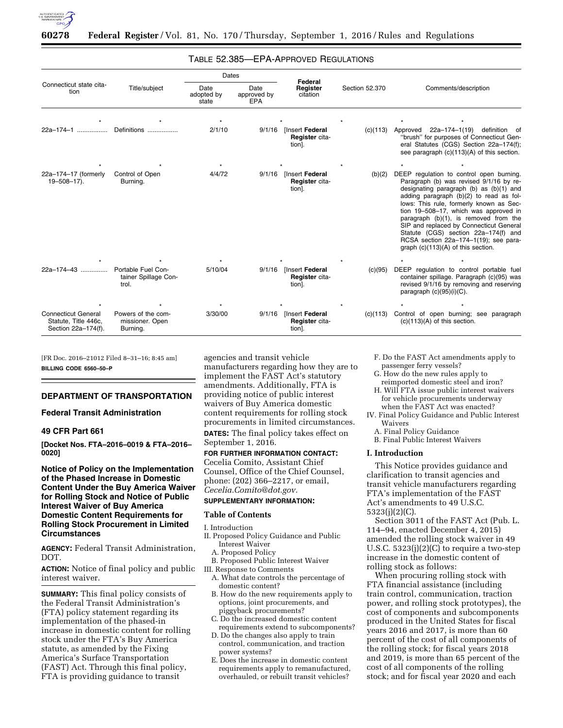TABLE 52.385—EPA-APPROVED REGULATIONS

| Connecticut state citation | Title/subject | Dates | | Federal Register citation | Section 52.370 | Comments/description |
|---|---|---|---|---|---|---|
| | | Date adopted by state | Date approved by EPA | | | |
| * | * | * | * | * | * | * |
| 22a–174–1 | Definitions | 2/1/10 | 9/1/16 | [Insert **Federal Register** citation]. | (c)(113) | Approved 22a–174–1(19) definition of "brush" for purposes of Connecticut General Statutes (CGS) Section 22a–174(f); see paragraph (c)(113)(A) of this section. |
| * | * | * | * | * | * | * |
| 22a–174–17 (formerly 19–508–17). | Control of Open Burning. | 4/4/72 | 9/1/16 | [Insert **Federal Register** citation]. | (b)(2) | DEEP regulation to control open burning. Paragraph (b) was revised 9/1/16 by re-designating paragraph (b) as (b)(1) and adding paragraph (b)(2) to read as follows: This rule, formerly known as Section 19–508–17, which was approved in paragraph (b)(1), is removed from the SIP and replaced by Connecticut General Statute (CGS) section 22a–174(f) and RCSA section 22a–174–1(19); see paragraph (c)(113)(A) of this section. |
| * | * | * | * | * | * | * |
| 22a–174–43 | Portable Fuel Container Spillage Control. | 5/10/04 | 9/1/16 | [Insert **Federal Register** citation]. | (c)(95) | DEEP regulation to control portable fuel container spillage. Paragraph (c)(95) was revised 9/1/16 by removing and reserving paragraph (c)(95)(i)(C). |
| * | * | * | * | * | * | * |
| Connecticut General Statute, Title 446c, Section 22a–174(f). | Powers of the commissioner. Open Burning. | 3/30/00 | 9/1/16 | [Insert **Federal Register** citation]. | (c)(113) | Control of open burning; see paragraph (c)(113)(A) of this section. |

[FR Doc. 2016–21012 Filed 8–31–16; 8:45 am]

**BILLING CODE 6560–50–P**

## DEPARTMENT OF TRANSPORTATION

### Federal Transit Administration

### 49 CFR Part 661

**[Docket Nos. FTA–2016–0019 & FTA–2016–0020]**

### Notice of Policy on the Implementation of the Phased Increase in Domestic Content Under the Buy America Waiver for Rolling Stock and Notice of Public Interest Waiver of Buy America Domestic Content Requirements for Rolling Stock Procurement in Limited Circumstances

**AGENCY:** Federal Transit Administration, DOT.

**ACTION:** Notice of final policy and public interest waiver.

**SUMMARY:** This final policy consists of the Federal Transit Administration's (FTA) policy statement regarding its implementation of the phased-in increase in domestic content for rolling stock under the FTA's Buy America statute, as amended by the Fixing America's Surface Transportation (FAST) Act. Through this final policy, FTA is providing guidance to transit agencies and transit vehicle manufacturers regarding how they are to implement the FAST Act's statutory amendments. Additionally, FTA is providing notice of public interest waivers of Buy America domestic content requirements for rolling stock procurements in limited circumstances.

**DATES:** The final policy takes effect on September 1, 2016.

**FOR FURTHER INFORMATION CONTACT:** Cecelia Comito, Assistant Chief Counsel, Office of the Chief Counsel, phone: (202) 366–2217, or email, *Cecelia.Comito@dot.gov.*

**SUPPLEMENTARY INFORMATION:**

**Table of Contents**

I. Introduction
II. Proposed Policy Guidance and Public Interest Waiver
  A. Proposed Policy
  B. Proposed Public Interest Waiver
III. Response to Comments
  A. What date controls the percentage of domestic content?
  B. How do the new requirements apply to options, joint procurements, and piggyback procurements?
  C. Do the increased domestic content requirements extend to subcomponents?
  D. Do the changes also apply to train control, communication, and traction power systems?
  E. Does the increase in domestic content requirements apply to remanufactured, overhauled, or rebuilt transit vehicles?
  F. Do the FAST Act amendments apply to passenger ferry vessels?
  G. How do the new rules apply to reimported domestic steel and iron?
  H. Will FTA issue public interest waivers for vehicle procurements underway when the FAST Act was enacted?
IV. Final Policy Guidance and Public Interest Waivers
  A. Final Policy Guidance
  B. Final Public Interest Waivers

### I. Introduction

This Notice provides guidance and clarification to transit agencies and transit vehicle manufacturers regarding FTA's implementation of the FAST Act's amendments to 49 U.S.C. 5323(j)(2)(C).

Section 3011 of the FAST Act (Pub. L. 114–94, enacted December 4, 2015) amended the rolling stock waiver in 49 U.S.C. 5323(j)(2)(C) to require a two-step increase in the domestic content of rolling stock as follows:

When procuring rolling stock with FTA financial assistance (including train control, communication, traction power, and rolling stock prototypes), the cost of components and subcomponents produced in the United States for fiscal years 2016 and 2017, is more than 60 percent of the cost of all components of the rolling stock; for fiscal years 2018 and 2019, is more than 65 percent of the cost of all components of the rolling stock; and for fiscal year 2020 and each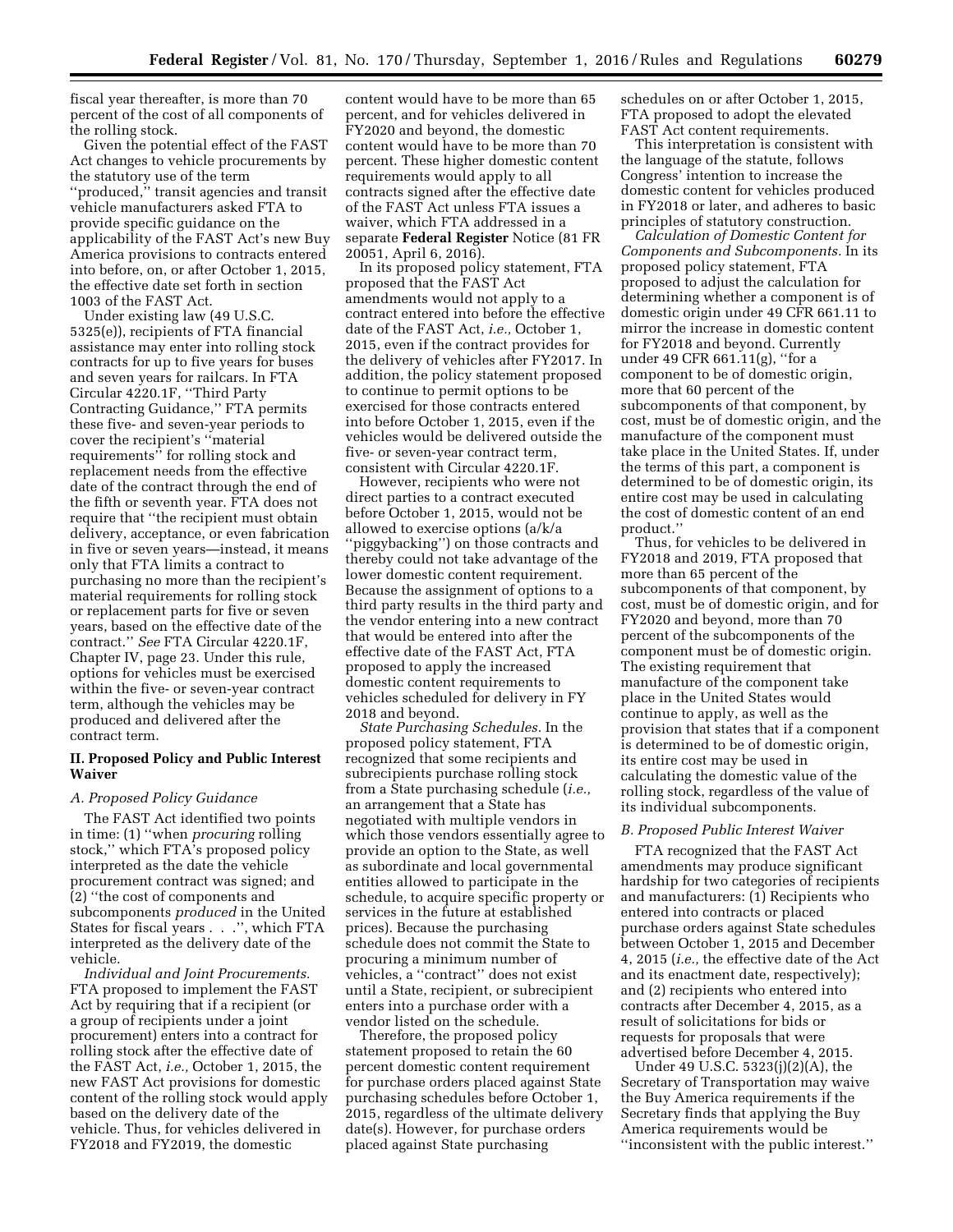fiscal year thereafter, is more than 70 percent of the cost of all components of the rolling stock.

Given the potential effect of the FAST Act changes to vehicle procurements by the statutory use of the term ''produced,'' transit agencies and transit vehicle manufacturers asked FTA to provide specific guidance on the applicability of the FAST Act's new Buy America provisions to contracts entered into before, on, or after October 1, 2015, the effective date set forth in section 1003 of the FAST Act.

Under existing law (49 U.S.C. 5325(e)), recipients of FTA financial assistance may enter into rolling stock contracts for up to five years for buses and seven years for railcars. In FTA Circular 4220.1F, ''Third Party Contracting Guidance,'' FTA permits these five- and seven-year periods to cover the recipient's ''material requirements'' for rolling stock and replacement needs from the effective date of the contract through the end of the fifth or seventh year. FTA does not require that ''the recipient must obtain delivery, acceptance, or even fabrication in five or seven years—instead, it means only that FTA limits a contract to purchasing no more than the recipient's material requirements for rolling stock or replacement parts for five or seven years, based on the effective date of the contract.'' *See* FTA Circular 4220.1F, Chapter IV, page 23. Under this rule, options for vehicles must be exercised within the five- or seven-year contract term, although the vehicles may be produced and delivered after the contract term.

## II. Proposed Policy and Public Interest Waiver

### A. Proposed Policy Guidance

The FAST Act identified two points in time: (1) ''when *procuring* rolling stock,'' which FTA's proposed policy interpreted as the date the vehicle procurement contract was signed; and (2) ''the cost of components and subcomponents *produced* in the United States for fiscal years . . .'', which FTA interpreted as the delivery date of the vehicle.

*Individual and Joint Procurements.* FTA proposed to implement the FAST Act by requiring that if a recipient (or a group of recipients under a joint procurement) enters into a contract for rolling stock after the effective date of the FAST Act, *i.e.,* October 1, 2015, the new FAST Act provisions for domestic content of the rolling stock would apply based on the delivery date of the vehicle. Thus, for vehicles delivered in FY2018 and FY2019, the domestic content would have to be more than 65 percent, and for vehicles delivered in FY2020 and beyond, the domestic content would have to be more than 70 percent. These higher domestic content requirements would apply to all contracts signed after the effective date of the FAST Act unless FTA issues a waiver, which FTA addressed in a separate **Federal Register** Notice (81 FR 20051, April 6, 2016).

In its proposed policy statement, FTA proposed that the FAST Act amendments would not apply to a contract entered into before the effective date of the FAST Act, *i.e.,* October 1, 2015, even if the contract provides for the delivery of vehicles after FY2017. In addition, the policy statement proposed to continue to permit options to be exercised for those contracts entered into before October 1, 2015, even if the vehicles would be delivered outside the five- or seven-year contract term, consistent with Circular 4220.1F.

However, recipients who were not direct parties to a contract executed before October 1, 2015, would not be allowed to exercise options (a/k/a ''piggybacking'') on those contracts and thereby could not take advantage of the lower domestic content requirement. Because the assignment of options to a third party results in the third party and the vendor entering into a new contract that would be entered into after the effective date of the FAST Act, FTA proposed to apply the increased domestic content requirements to vehicles scheduled for delivery in FY 2018 and beyond.

*State Purchasing Schedules.* In the proposed policy statement, FTA recognized that some recipients and subrecipients purchase rolling stock from a State purchasing schedule (*i.e.,* an arrangement that a State has negotiated with multiple vendors in which those vendors essentially agree to provide an option to the State, as well as subordinate and local governmental entities allowed to participate in the schedule, to acquire specific property or services in the future at established prices). Because the purchasing schedule does not commit the State to procuring a minimum number of vehicles, a ''contract'' does not exist until a State, recipient, or subrecipient enters into a purchase order with a vendor listed on the schedule.

Therefore, the proposed policy statement proposed to retain the 60 percent domestic content requirement for purchase orders placed against State purchasing schedules before October 1, 2015, regardless of the ultimate delivery date(s). However, for purchase orders placed against State purchasing schedules on or after October 1, 2015, FTA proposed to adopt the elevated FAST Act content requirements.

This interpretation is consistent with the language of the statute, follows Congress' intention to increase the domestic content for vehicles produced in FY2018 or later, and adheres to basic principles of statutory construction.

*Calculation of Domestic Content for Components and Subcomponents.* In its proposed policy statement, FTA proposed to adjust the calculation for determining whether a component is of domestic origin under 49 CFR 661.11 to mirror the increase in domestic content for FY2018 and beyond. Currently under 49 CFR 661.11(g), ''for a component to be of domestic origin, more that 60 percent of the subcomponents of that component, by cost, must be of domestic origin, and the manufacture of the component must take place in the United States. If, under the terms of this part, a component is determined to be of domestic origin, its entire cost may be used in calculating the cost of domestic content of an end product.''

Thus, for vehicles to be delivered in FY2018 and 2019, FTA proposed that more than 65 percent of the subcomponents of that component, by cost, must be of domestic origin, and for FY2020 and beyond, more than 70 percent of the subcomponents of the component must be of domestic origin. The existing requirement that manufacture of the component take place in the United States would continue to apply, as well as the provision that states that if a component is determined to be of domestic origin, its entire cost may be used in calculating the domestic value of the rolling stock, regardless of the value of its individual subcomponents.

### B. Proposed Public Interest Waiver

FTA recognized that the FAST Act amendments may produce significant hardship for two categories of recipients and manufacturers: (1) Recipients who entered into contracts or placed purchase orders against State schedules between October 1, 2015 and December 4, 2015 (*i.e.,* the effective date of the Act and its enactment date, respectively); and (2) recipients who entered into contracts after December 4, 2015, as a result of solicitations for bids or requests for proposals that were advertised before December 4, 2015.

Under 49 U.S.C. 5323(j)(2)(A), the Secretary of Transportation may waive the Buy America requirements if the Secretary finds that applying the Buy America requirements would be ''inconsistent with the public interest.''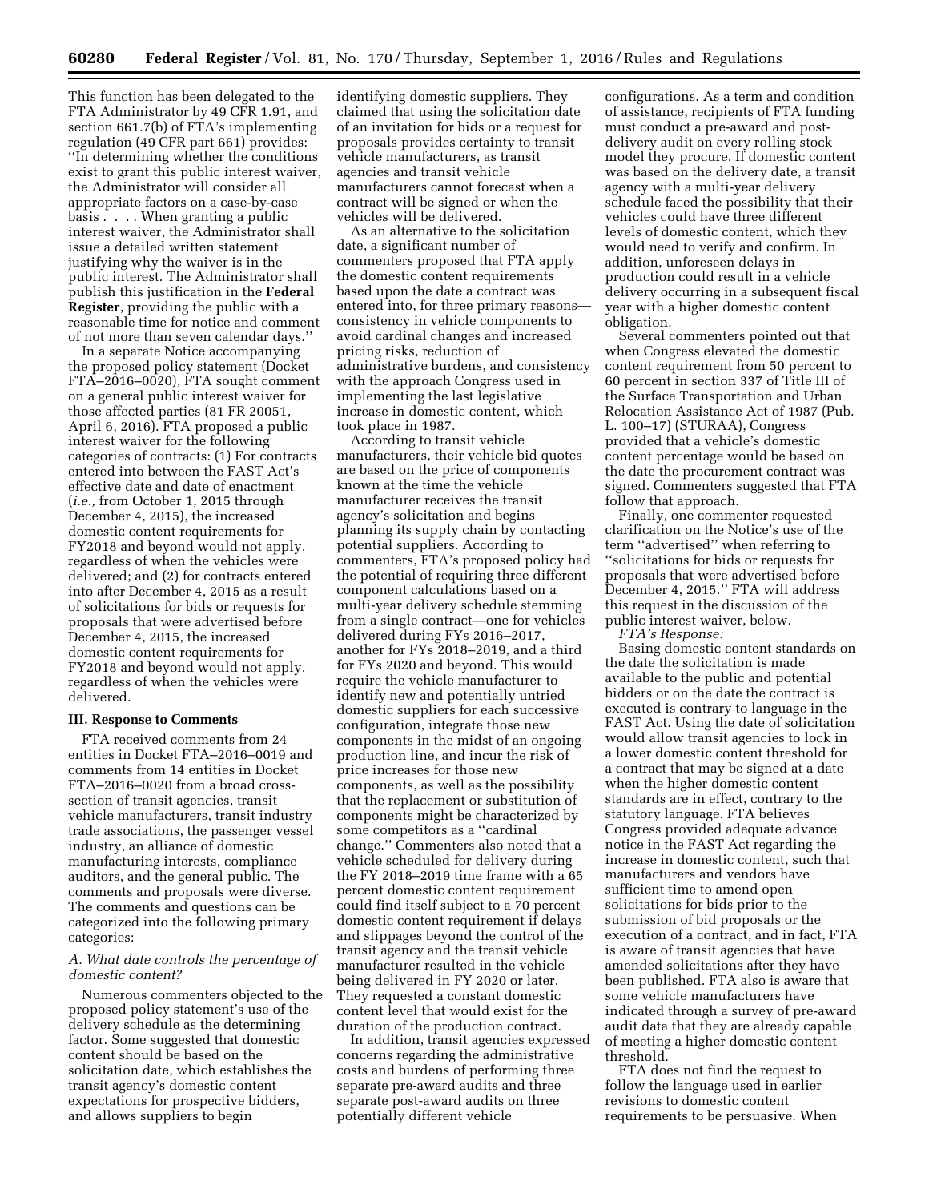This function has been delegated to the FTA Administrator by 49 CFR 1.91, and section 661.7(b) of FTA's implementing regulation (49 CFR part 661) provides: ''In determining whether the conditions exist to grant this public interest waiver, the Administrator will consider all appropriate factors on a case-by-case basis . . . . When granting a public interest waiver, the Administrator shall issue a detailed written statement justifying why the waiver is in the public interest. The Administrator shall publish this justification in the **Federal Register**, providing the public with a reasonable time for notice and comment of not more than seven calendar days.''

In a separate Notice accompanying the proposed policy statement (Docket FTA–2016–0020), FTA sought comment on a general public interest waiver for those affected parties (81 FR 20051, April 6, 2016). FTA proposed a public interest waiver for the following categories of contracts: (1) For contracts entered into between the FAST Act's effective date and date of enactment (*i.e.,* from October 1, 2015 through December 4, 2015), the increased domestic content requirements for FY2018 and beyond would not apply, regardless of when the vehicles were delivered; and (2) for contracts entered into after December 4, 2015 as a result of solicitations for bids or requests for proposals that were advertised before December 4, 2015, the increased domestic content requirements for FY2018 and beyond would not apply, regardless of when the vehicles were delivered.

## III. Response to Comments

FTA received comments from 24 entities in Docket FTA–2016–0019 and comments from 14 entities in Docket FTA–2016–0020 from a broad cross-section of transit agencies, transit vehicle manufacturers, transit industry trade associations, the passenger vessel industry, an alliance of domestic manufacturing interests, compliance auditors, and the general public. The comments and proposals were diverse. The comments and questions can be categorized into the following primary categories:

### *A. What date controls the percentage of domestic content?*

Numerous commenters objected to the proposed policy statement's use of the delivery schedule as the determining factor. Some suggested that domestic content should be based on the solicitation date, which establishes the transit agency's domestic content expectations for prospective bidders, and allows suppliers to begin identifying domestic suppliers. They claimed that using the solicitation date of an invitation for bids or a request for proposals provides certainty to transit vehicle manufacturers, as transit agencies and transit vehicle manufacturers cannot forecast when a contract will be signed or when the vehicles will be delivered.

As an alternative to the solicitation date, a significant number of commenters proposed that FTA apply the domestic content requirements based upon the date a contract was entered into, for three primary reasons—consistency in vehicle components to avoid cardinal changes and increased pricing risks, reduction of administrative burdens, and consistency with the approach Congress used in implementing the last legislative increase in domestic content, which took place in 1987.

According to transit vehicle manufacturers, their vehicle bid quotes are based on the price of components known at the time the vehicle manufacturer receives the transit agency's solicitation and begins planning its supply chain by contacting potential suppliers. According to commenters, FTA's proposed policy had the potential of requiring three different component calculations based on a multi-year delivery schedule stemming from a single contract—one for vehicles delivered during FYs 2016–2017, another for FYs 2018–2019, and a third for FYs 2020 and beyond. This would require the vehicle manufacturer to identify new and potentially untried domestic suppliers for each successive configuration, integrate those new components in the midst of an ongoing production line, and incur the risk of price increases for those new components, as well as the possibility that the replacement or substitution of components might be characterized by some competitors as a ''cardinal change.'' Commenters also noted that a vehicle scheduled for delivery during the FY 2018–2019 time frame with a 65 percent domestic content requirement could find itself subject to a 70 percent domestic content requirement if delays and slippages beyond the control of the transit agency and the transit vehicle manufacturer resulted in the vehicle being delivered in FY 2020 or later. They requested a constant domestic content level that would exist for the duration of the production contract.

In addition, transit agencies expressed concerns regarding the administrative costs and burdens of performing three separate pre-award audits and three separate post-award audits on three potentially different vehicle configurations. As a term and condition of assistance, recipients of FTA funding must conduct a pre-award and post-delivery audit on every rolling stock model they procure. If domestic content was based on the delivery date, a transit agency with a multi-year delivery schedule faced the possibility that their vehicles could have three different levels of domestic content, which they would need to verify and confirm. In addition, unforeseen delays in production could result in a vehicle delivery occurring in a subsequent fiscal year with a higher domestic content obligation.

Several commenters pointed out that when Congress elevated the domestic content requirement from 50 percent to 60 percent in section 337 of Title III of the Surface Transportation and Urban Relocation Assistance Act of 1987 (Pub. L. 100–17) (STURAA), Congress provided that a vehicle's domestic content percentage would be based on the date the procurement contract was signed. Commenters suggested that FTA follow that approach.

Finally, one commenter requested clarification on the Notice's use of the term ''advertised'' when referring to ''solicitations for bids or requests for proposals that were advertised before December 4, 2015.'' FTA will address this request in the discussion of the public interest waiver, below.

*FTA's Response:*

Basing domestic content standards on the date the solicitation is made available to the public and potential bidders or on the date the contract is executed is contrary to language in the FAST Act. Using the date of solicitation would allow transit agencies to lock in a lower domestic content threshold for a contract that may be signed at a date when the higher domestic content standards are in effect, contrary to the statutory language. FTA believes Congress provided adequate advance notice in the FAST Act regarding the increase in domestic content, such that manufacturers and vendors have sufficient time to amend open solicitations for bids prior to the submission of bid proposals or the execution of a contract, and in fact, FTA is aware of transit agencies that have amended solicitations after they have been published. FTA also is aware that some vehicle manufacturers have indicated through a survey of pre-award audit data that they are already capable of meeting a higher domestic content threshold.

FTA does not find the request to follow the language used in earlier revisions to domestic content requirements to be persuasive. When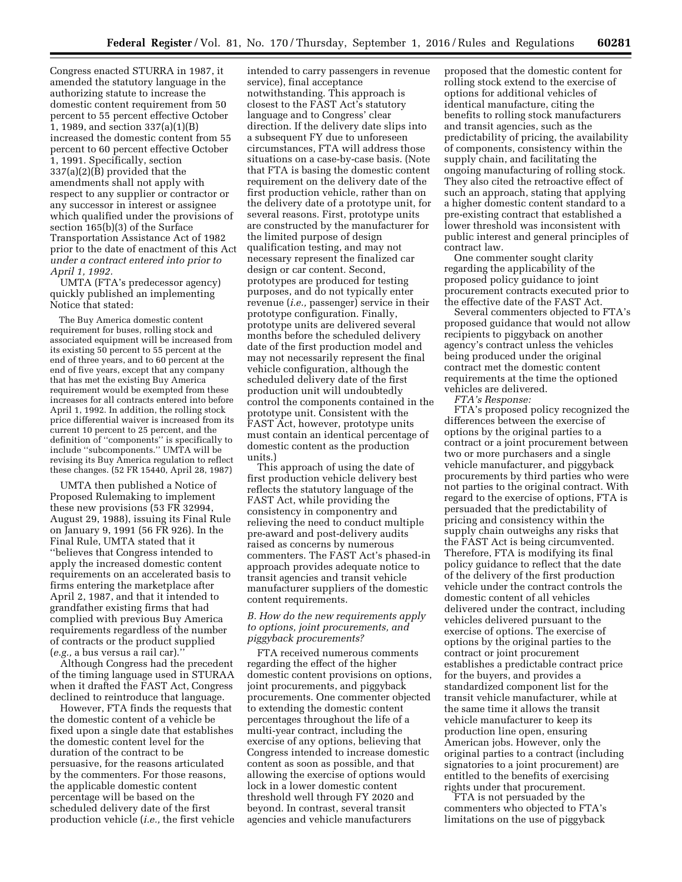Congress enacted STURRA in 1987, it amended the statutory language in the authorizing statute to increase the domestic content requirement from 50 percent to 55 percent effective October 1, 1989, and section 337(a)(1)(B) increased the domestic content from 55 percent to 60 percent effective October 1, 1991. Specifically, section 337(a)(2)(B) provided that the amendments shall not apply with respect to any supplier or contractor or any successor in interest or assignee which qualified under the provisions of section 165(b)(3) of the Surface Transportation Assistance Act of 1982 prior to the date of enactment of this Act *under a contract entered into prior to April 1, 1992.*

UMTA (FTA's predecessor agency) quickly published an implementing Notice that stated:

> The Buy America domestic content requirement for buses, rolling stock and associated equipment will be increased from its existing 50 percent to 55 percent at the end of three years, and to 60 percent at the end of five years, except that any company that has met the existing Buy America requirement would be exempted from these increases for all contracts entered into before April 1, 1992. In addition, the rolling stock price differential waiver is increased from its current 10 percent to 25 percent, and the definition of "components" is specifically to include "subcomponents." UMTA will be revising its Buy America regulation to reflect these changes. (52 FR 15440, April 28, 1987)

UMTA then published a Notice of Proposed Rulemaking to implement these new provisions (53 FR 32994, August 29, 1988), issuing its Final Rule on January 9, 1991 (56 FR 926). In the Final Rule, UMTA stated that it "believes that Congress intended to apply the increased domestic content requirements on an accelerated basis to firms entering the marketplace after April 2, 1987, and that it intended to grandfather existing firms that had complied with previous Buy America requirements regardless of the number of contracts or the product supplied (*e.g.,* a bus versus a rail car)."

Although Congress had the precedent of the timing language used in STURAA when it drafted the FAST Act, Congress declined to reintroduce that language.

However, FTA finds the requests that the domestic content of a vehicle be fixed upon a single date that establishes the domestic content level for the duration of the contract to be persuasive, for the reasons articulated by the commenters. For those reasons, the applicable domestic content percentage will be based on the scheduled delivery date of the first production vehicle (*i.e.,* the first vehicle intended to carry passengers in revenue service), final acceptance notwithstanding. This approach is closest to the FAST Act's statutory language and to Congress' clear direction. If the delivery date slips into a subsequent FY due to unforeseen circumstances, FTA will address those situations on a case-by-case basis. (Note that FTA is basing the domestic content requirement on the delivery date of the first production vehicle, rather than on the delivery date of a prototype unit, for several reasons. First, prototype units are constructed by the manufacturer for the limited purpose of design qualification testing, and may not necessary represent the finalized car design or car content. Second, prototypes are produced for testing purposes, and do not typically enter revenue (*i.e.,* passenger) service in their prototype configuration. Finally, prototype units are delivered several months before the scheduled delivery date of the first production model and may not necessarily represent the final vehicle configuration, although the scheduled delivery date of the first production unit will undoubtedly control the components contained in the prototype unit. Consistent with the FAST Act, however, prototype units must contain an identical percentage of domestic content as the production units.)

This approach of using the date of first production vehicle delivery best reflects the statutory language of the FAST Act, while providing the consistency in componentry and relieving the need to conduct multiple pre-award and post-delivery audits raised as concerns by numerous commenters. The FAST Act's phased-in approach provides adequate notice to transit agencies and transit vehicle manufacturer suppliers of the domestic content requirements.

### *B. How do the new requirements apply to options, joint procurements, and piggyback procurements?*

FTA received numerous comments regarding the effect of the higher domestic content provisions on options, joint procurements, and piggyback procurements. One commenter objected to extending the domestic content percentages throughout the life of a multi-year contract, including the exercise of any options, believing that Congress intended to increase domestic content as soon as possible, and that allowing the exercise of options would lock in a lower domestic content threshold well through FY 2020 and beyond. In contrast, several transit agencies and vehicle manufacturers proposed that the domestic content for rolling stock extend to the exercise of options for additional vehicles of identical manufacture, citing the benefits to rolling stock manufacturers and transit agencies, such as the predictability of pricing, the availability of components, consistency within the supply chain, and facilitating the ongoing manufacturing of rolling stock. They also cited the retroactive effect of such an approach, stating that applying a higher domestic content standard to a pre-existing contract that established a lower threshold was inconsistent with public interest and general principles of contract law.

One commenter sought clarity regarding the applicability of the proposed policy guidance to joint procurement contracts executed prior to the effective date of the FAST Act.

Several commenters objected to FTA's proposed guidance that would not allow recipients to piggyback on another agency's contract unless the vehicles being produced under the original contract met the domestic content requirements at the time the optioned vehicles are delivered.

*FTA's Response:*

FTA's proposed policy recognized the differences between the exercise of options by the original parties to a contract or a joint procurement between two or more purchasers and a single vehicle manufacturer, and piggyback procurements by third parties who were not parties to the original contract. With regard to the exercise of options, FTA is persuaded that the predictability of pricing and consistency within the supply chain outweighs any risks that the FAST Act is being circumvented. Therefore, FTA is modifying its final policy guidance to reflect that the date of the delivery of the first production vehicle under the contract controls the domestic content of all vehicles delivered under the contract, including vehicles delivered pursuant to the exercise of options. The exercise of options by the original parties to the contract or joint procurement establishes a predictable contract price for the buyers, and provides a standardized component list for the transit vehicle manufacturer, while at the same time it allows the transit vehicle manufacturer to keep its production line open, ensuring American jobs. However, only the original parties to a contract (including signatories to a joint procurement) are entitled to the benefits of exercising rights under that procurement.

FTA is not persuaded by the commenters who objected to FTA's limitations on the use of piggyback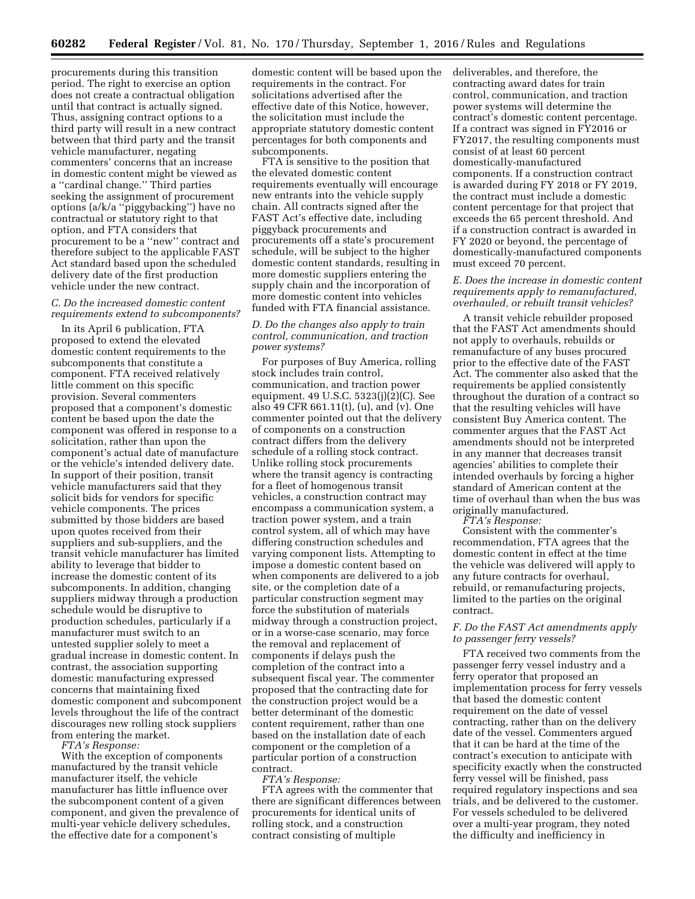procurements during this transition period. The right to exercise an option does not create a contractual obligation until that contract is actually signed. Thus, assigning contract options to a third party will result in a new contract between that third party and the transit vehicle manufacturer, negating commenters' concerns that an increase in domestic content might be viewed as a ''cardinal change.'' Third parties seeking the assignment of procurement options (a/k/a ''piggybacking'') have no contractual or statutory right to that option, and FTA considers that procurement to be a ''new'' contract and therefore subject to the applicable FAST Act standard based upon the scheduled delivery date of the first production vehicle under the new contract.

### *C. Do the increased domestic content requirements extend to subcomponents?*

In its April 6 publication, FTA proposed to extend the elevated domestic content requirements to the subcomponents that constitute a component. FTA received relatively little comment on this specific provision. Several commenters proposed that a component's domestic content be based upon the date the component was offered in response to a solicitation, rather than upon the component's actual date of manufacture or the vehicle's intended delivery date. In support of their position, transit vehicle manufacturers said that they solicit bids for vendors for specific vehicle components. The prices submitted by those bidders are based upon quotes received from their suppliers and sub-suppliers, and the transit vehicle manufacturer has limited ability to leverage that bidder to increase the domestic content of its subcomponents. In addition, changing suppliers midway through a production schedule would be disruptive to production schedules, particularly if a manufacturer must switch to an untested supplier solely to meet a gradual increase in domestic content. In contrast, the association supporting domestic manufacturing expressed concerns that maintaining fixed domestic component and subcomponent levels throughout the life of the contract discourages new rolling stock suppliers from entering the market.

*FTA's Response:*

With the exception of components manufactured by the transit vehicle manufacturer itself, the vehicle manufacturer has little influence over the subcomponent content of a given component, and given the prevalence of multi-year vehicle delivery schedules, the effective date for a component's domestic content will be based upon the requirements in the contract. For solicitations advertised after the effective date of this Notice, however, the solicitation must include the appropriate statutory domestic content percentages for both components and subcomponents.

FTA is sensitive to the position that the elevated domestic content requirements eventually will encourage new entrants into the vehicle supply chain. All contracts signed after the FAST Act's effective date, including piggyback procurements and procurements off a state's procurement schedule, will be subject to the higher domestic content standards, resulting in more domestic suppliers entering the supply chain and the incorporation of more domestic content into vehicles funded with FTA financial assistance.

### *D. Do the changes also apply to train control, communication, and traction power systems?*

For purposes of Buy America, rolling stock includes train control, communication, and traction power equipment. 49 U.S.C. 5323(j)(2)(C). See also 49 CFR 661.11(t), (u), and (v). One commenter pointed out that the delivery of components on a construction contract differs from the delivery schedule of a rolling stock contract. Unlike rolling stock procurements where the transit agency is contracting for a fleet of homogenous transit vehicles, a construction contract may encompass a communication system, a traction power system, and a train control system, all of which may have differing construction schedules and varying component lists. Attempting to impose a domestic content based on when components are delivered to a job site, or the completion date of a particular construction segment may force the substitution of materials midway through a construction project, or in a worse-case scenario, may force the removal and replacement of components if delays push the completion of the contract into a subsequent fiscal year. The commenter proposed that the contracting date for the construction project would be a better determinant of the domestic content requirement, rather than one based on the installation date of each component or the completion of a particular portion of a construction contract.

*FTA's Response:*

FTA agrees with the commenter that there are significant differences between procurements for identical units of rolling stock, and a construction contract consisting of multiple deliverables, and therefore, the contracting award dates for train control, communication, and traction power systems will determine the contract's domestic content percentage. If a contract was signed in FY2016 or FY2017, the resulting components must consist of at least 60 percent domestically-manufactured components. If a construction contract is awarded during FY 2018 or FY 2019, the contract must include a domestic content percentage for that project that exceeds the 65 percent threshold. And if a construction contract is awarded in FY 2020 or beyond, the percentage of domestically-manufactured components must exceed 70 percent.

### *E. Does the increase in domestic content requirements apply to remanufactured, overhauled, or rebuilt transit vehicles?*

A transit vehicle rebuilder proposed that the FAST Act amendments should not apply to overhauls, rebuilds or remanufacture of any buses procured prior to the effective date of the FAST Act. The commenter also asked that the requirements be applied consistently throughout the duration of a contract so that the resulting vehicles will have consistent Buy America content. The commenter argues that the FAST Act amendments should not be interpreted in any manner that decreases transit agencies' abilities to complete their intended overhauls by forcing a higher standard of American content at the time of overhaul than when the bus was originally manufactured.

*FTA's Response:*

Consistent with the commenter's recommendation, FTA agrees that the domestic content in effect at the time the vehicle was delivered will apply to any future contracts for overhaul, rebuild, or remanufacturing projects, limited to the parties on the original contract.

### *F. Do the FAST Act amendments apply to passenger ferry vessels?*

FTA received two comments from the passenger ferry vessel industry and a ferry operator that proposed an implementation process for ferry vessels that based the domestic content requirement on the date of vessel contracting, rather than on the delivery date of the vessel. Commenters argued that it can be hard at the time of the contract's execution to anticipate with specificity exactly when the constructed ferry vessel will be finished, pass required regulatory inspections and sea trials, and be delivered to the customer. For vessels scheduled to be delivered over a multi-year program, they noted the difficulty and inefficiency in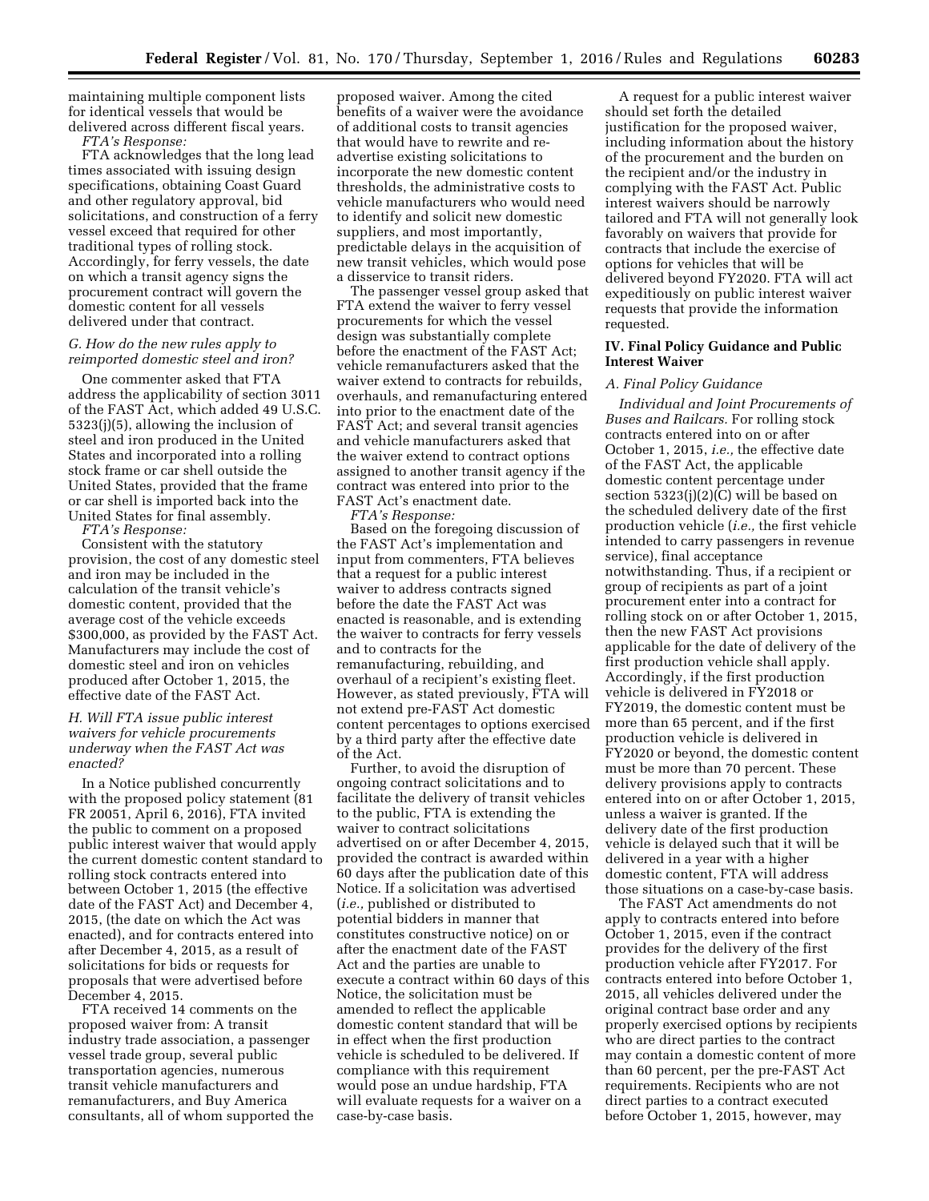maintaining multiple component lists for identical vessels that would be delivered across different fiscal years.

*FTA's Response:*

FTA acknowledges that the long lead times associated with issuing design specifications, obtaining Coast Guard and other regulatory approval, bid solicitations, and construction of a ferry vessel exceed that required for other traditional types of rolling stock. Accordingly, for ferry vessels, the date on which a transit agency signs the procurement contract will govern the domestic content for all vessels delivered under that contract.

### G. How do the new rules apply to reimported domestic steel and iron?

One commenter asked that FTA address the applicability of section 3011 of the FAST Act, which added 49 U.S.C. 5323(j)(5), allowing the inclusion of steel and iron produced in the United States and incorporated into a rolling stock frame or car shell outside the United States, provided that the frame or car shell is imported back into the United States for final assembly.

*FTA's Response:*

Consistent with the statutory provision, the cost of any domestic steel and iron may be included in the calculation of the transit vehicle's domestic content, provided that the average cost of the vehicle exceeds $300,000, as provided by the FAST Act. Manufacturers may include the cost of domestic steel and iron on vehicles produced after October 1, 2015, the effective date of the FAST Act.

### H. Will FTA issue public interest waivers for vehicle procurements underway when the FAST Act was enacted?

In a Notice published concurrently with the proposed policy statement (81 FR 20051, April 6, 2016), FTA invited the public to comment on a proposed public interest waiver that would apply the current domestic content standard to rolling stock contracts entered into between October 1, 2015 (the effective date of the FAST Act) and December 4, 2015, (the date on which the Act was enacted), and for contracts entered into after December 4, 2015, as a result of solicitations for bids or requests for proposals that were advertised before December 4, 2015.

FTA received 14 comments on the proposed waiver from: A transit industry trade association, a passenger vessel trade group, several public transportation agencies, numerous transit vehicle manufacturers and remanufacturers, and Buy America consultants, all of whom supported the proposed waiver. Among the cited benefits of a waiver were the avoidance of additional costs to transit agencies that would have to rewrite and re-advertise existing solicitations to incorporate the new domestic content thresholds, the administrative costs to vehicle manufacturers who would need to identify and solicit new domestic suppliers, and most importantly, predictable delays in the acquisition of new transit vehicles, which would pose a disservice to transit riders.

The passenger vessel group asked that FTA extend the waiver to ferry vessel procurements for which the vessel design was substantially complete before the enactment of the FAST Act; vehicle remanufacturers asked that the waiver extend to contracts for rebuilds, overhauls, and remanufacturing entered into prior to the enactment date of the FAST Act; and several transit agencies and vehicle manufacturers asked that the waiver extend to contract options assigned to another transit agency if the contract was entered into prior to the FAST Act's enactment date.

*FTA's Response:*

Based on the foregoing discussion of the FAST Act's implementation and input from commenters, FTA believes that a request for a public interest waiver to address contracts signed before the date the FAST Act was enacted is reasonable, and is extending the waiver to contracts for ferry vessels and to contracts for the remanufacturing, rebuilding, and overhaul of a recipient's existing fleet. However, as stated previously, FTA will not extend pre-FAST Act domestic content percentages to options exercised by a third party after the effective date of the Act.

Further, to avoid the disruption of ongoing contract solicitations and to facilitate the delivery of transit vehicles to the public, FTA is extending the waiver to contract solicitations advertised on or after December 4, 2015, provided the contract is awarded within 60 days after the publication date of this Notice. If a solicitation was advertised (*i.e.,* published or distributed to potential bidders in manner that constitutes constructive notice) on or after the enactment date of the FAST Act and the parties are unable to execute a contract within 60 days of this Notice, the solicitation must be amended to reflect the applicable domestic content standard that will be in effect when the first production vehicle is scheduled to be delivered. If compliance with this requirement would pose an undue hardship, FTA will evaluate requests for a waiver on a case-by-case basis.

A request for a public interest waiver should set forth the detailed justification for the proposed waiver, including information about the history of the procurement and the burden on the recipient and/or the industry in complying with the FAST Act. Public interest waivers should be narrowly tailored and FTA will not generally look favorably on waivers that provide for contracts that include the exercise of options for vehicles that will be delivered beyond FY2020. FTA will act expeditiously on public interest waiver requests that provide the information requested.

## IV. Final Policy Guidance and Public Interest Waiver

### A. Final Policy Guidance

*Individual and Joint Procurements of Buses and Railcars.* For rolling stock contracts entered into on or after October 1, 2015, *i.e.,* the effective date of the FAST Act, the applicable domestic content percentage under section 5323(j)(2)(C) will be based on the scheduled delivery date of the first production vehicle (*i.e.,* the first vehicle intended to carry passengers in revenue service), final acceptance notwithstanding. Thus, if a recipient or group of recipients as part of a joint procurement enter into a contract for rolling stock on or after October 1, 2015, then the new FAST Act provisions applicable for the date of delivery of the first production vehicle shall apply. Accordingly, if the first production vehicle is delivered in FY2018 or FY2019, the domestic content must be more than 65 percent, and if the first production vehicle is delivered in FY2020 or beyond, the domestic content must be more than 70 percent. These delivery provisions apply to contracts entered into on or after October 1, 2015, unless a waiver is granted. If the delivery date of the first production vehicle is delayed such that it will be delivered in a year with a higher domestic content, FTA will address those situations on a case-by-case basis.

The FAST Act amendments do not apply to contracts entered into before October 1, 2015, even if the contract provides for the delivery of the first production vehicle after FY2017. For contracts entered into before October 1, 2015, all vehicles delivered under the original contract base order and any properly exercised options by recipients who are direct parties to the contract may contain a domestic content of more than 60 percent, per the pre-FAST Act requirements. Recipients who are not direct parties to a contract executed before October 1, 2015, however, may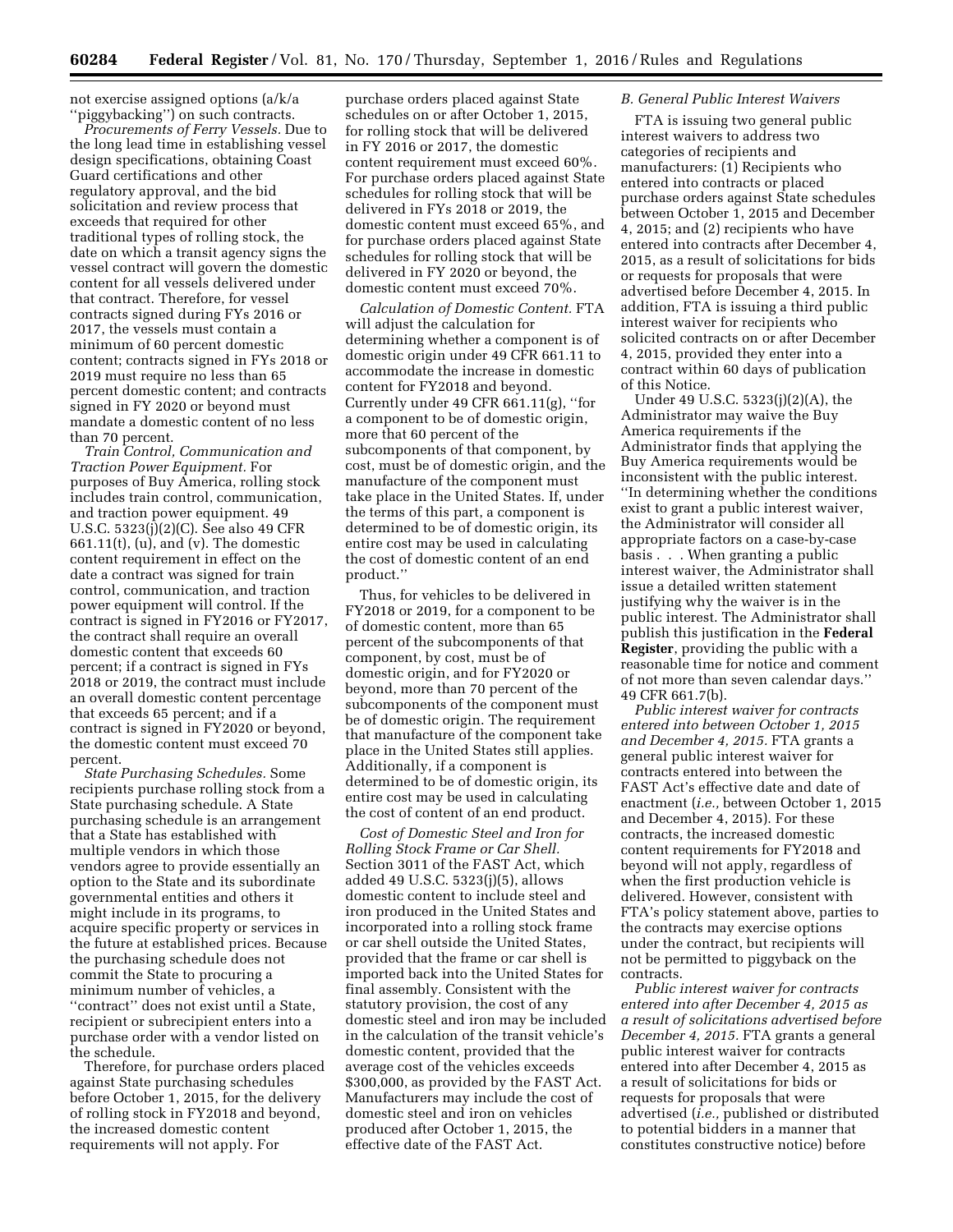not exercise assigned options (a/k/a ''piggybacking'') on such contracts.

*Procurements of Ferry Vessels.* Due to the long lead time in establishing vessel design specifications, obtaining Coast Guard certifications and other regulatory approval, and the bid solicitation and review process that exceeds that required for other traditional types of rolling stock, the date on which a transit agency signs the vessel contract will govern the domestic content for all vessels delivered under that contract. Therefore, for vessel contracts signed during FYs 2016 or 2017, the vessels must contain a minimum of 60 percent domestic content; contracts signed in FYs 2018 or 2019 must require no less than 65 percent domestic content; and contracts signed in FY 2020 or beyond must mandate a domestic content of no less than 70 percent.

*Train Control, Communication and Traction Power Equipment.* For purposes of Buy America, rolling stock includes train control, communication, and traction power equipment. 49 U.S.C. 5323(j)(2)(C). See also 49 CFR 661.11(t), (u), and (v). The domestic content requirement in effect on the date a contract was signed for train control, communication, and traction power equipment will control. If the contract is signed in FY2016 or FY2017, the contract shall require an overall domestic content that exceeds 60 percent; if a contract is signed in FYs 2018 or 2019, the contract must include an overall domestic content percentage that exceeds 65 percent; and if a contract is signed in FY2020 or beyond, the domestic content must exceed 70 percent.

*State Purchasing Schedules.* Some recipients purchase rolling stock from a State purchasing schedule. A State purchasing schedule is an arrangement that a State has established with multiple vendors in which those vendors agree to provide essentially an option to the State and its subordinate governmental entities and others it might include in its programs, to acquire specific property or services in the future at established prices. Because the purchasing schedule does not commit the State to procuring a minimum number of vehicles, a ''contract'' does not exist until a State, recipient or subrecipient enters into a purchase order with a vendor listed on the schedule.

Therefore, for purchase orders placed against State purchasing schedules before October 1, 2015, for the delivery of rolling stock in FY2018 and beyond, the increased domestic content requirements will not apply. For purchase orders placed against State schedules on or after October 1, 2015, for rolling stock that will be delivered in FY 2016 or 2017, the domestic content requirement must exceed 60%. For purchase orders placed against State schedules for rolling stock that will be delivered in FYs 2018 or 2019, the domestic content must exceed 65%, and for purchase orders placed against State schedules for rolling stock that will be delivered in FY 2020 or beyond, the domestic content must exceed 70%.

*Calculation of Domestic Content.* FTA will adjust the calculation for determining whether a component is of domestic origin under 49 CFR 661.11 to accommodate the increase in domestic content for FY2018 and beyond. Currently under 49 CFR 661.11(g), ''for a component to be of domestic origin, more that 60 percent of the subcomponents of that component, by cost, must be of domestic origin, and the manufacture of the component must take place in the United States. If, under the terms of this part, a component is determined to be of domestic origin, its entire cost may be used in calculating the cost of domestic content of an end product.''

Thus, for vehicles to be delivered in FY2018 or 2019, for a component to be of domestic content, more than 65 percent of the subcomponents of that component, by cost, must be of domestic origin, and for FY2020 or beyond, more than 70 percent of the subcomponents of the component must be of domestic origin. The requirement that manufacture of the component take place in the United States still applies. Additionally, if a component is determined to be of domestic origin, its entire cost may be used in calculating the cost of content of an end product.

*Cost of Domestic Steel and Iron for Rolling Stock Frame or Car Shell.* Section 3011 of the FAST Act, which added 49 U.S.C. 5323(j)(5), allows domestic content to include steel and iron produced in the United States and incorporated into a rolling stock frame or car shell outside the United States, provided that the frame or car shell is imported back into the United States for final assembly. Consistent with the statutory provision, the cost of any domestic steel and iron may be included in the calculation of the transit vehicle's domestic content, provided that the average cost of the vehicles exceeds $300,000, as provided by the FAST Act. Manufacturers may include the cost of domestic steel and iron on vehicles produced after October 1, 2015, the effective date of the FAST Act.

### B. General Public Interest Waivers

FTA is issuing two general public interest waivers to address two categories of recipients and manufacturers: (1) Recipients who entered into contracts or placed purchase orders against State schedules between October 1, 2015 and December 4, 2015; and (2) recipients who have entered into contracts after December 4, 2015, as a result of solicitations for bids or requests for proposals that were advertised before December 4, 2015. In addition, FTA is issuing a third public interest waiver for recipients who solicited contracts on or after December 4, 2015, provided they enter into a contract within 60 days of publication of this Notice.

Under 49 U.S.C. 5323(j)(2)(A), the Administrator may waive the Buy America requirements if the Administrator finds that applying the Buy America requirements would be inconsistent with the public interest. ''In determining whether the conditions exist to grant a public interest waiver, the Administrator will consider all appropriate factors on a case-by-case basis . . . When granting a public interest waiver, the Administrator shall issue a detailed written statement justifying why the waiver is in the public interest. The Administrator shall publish this justification in the **Federal Register**, providing the public with a reasonable time for notice and comment of not more than seven calendar days.'' 49 CFR 661.7(b).

*Public interest waiver for contracts entered into between October 1, 2015 and December 4, 2015.* FTA grants a general public interest waiver for contracts entered into between the FAST Act's effective date and date of enactment (*i.e.,* between October 1, 2015 and December 4, 2015). For these contracts, the increased domestic content requirements for FY2018 and beyond will not apply, regardless of when the first production vehicle is delivered. However, consistent with FTA's policy statement above, parties to the contracts may exercise options under the contract, but recipients will not be permitted to piggyback on the contracts.

*Public interest waiver for contracts entered into after December 4, 2015 as a result of solicitations advertised before December 4, 2015.* FTA grants a general public interest waiver for contracts entered into after December 4, 2015 as a result of solicitations for bids or requests for proposals that were advertised (*i.e.,* published or distributed to potential bidders in a manner that constitutes constructive notice) before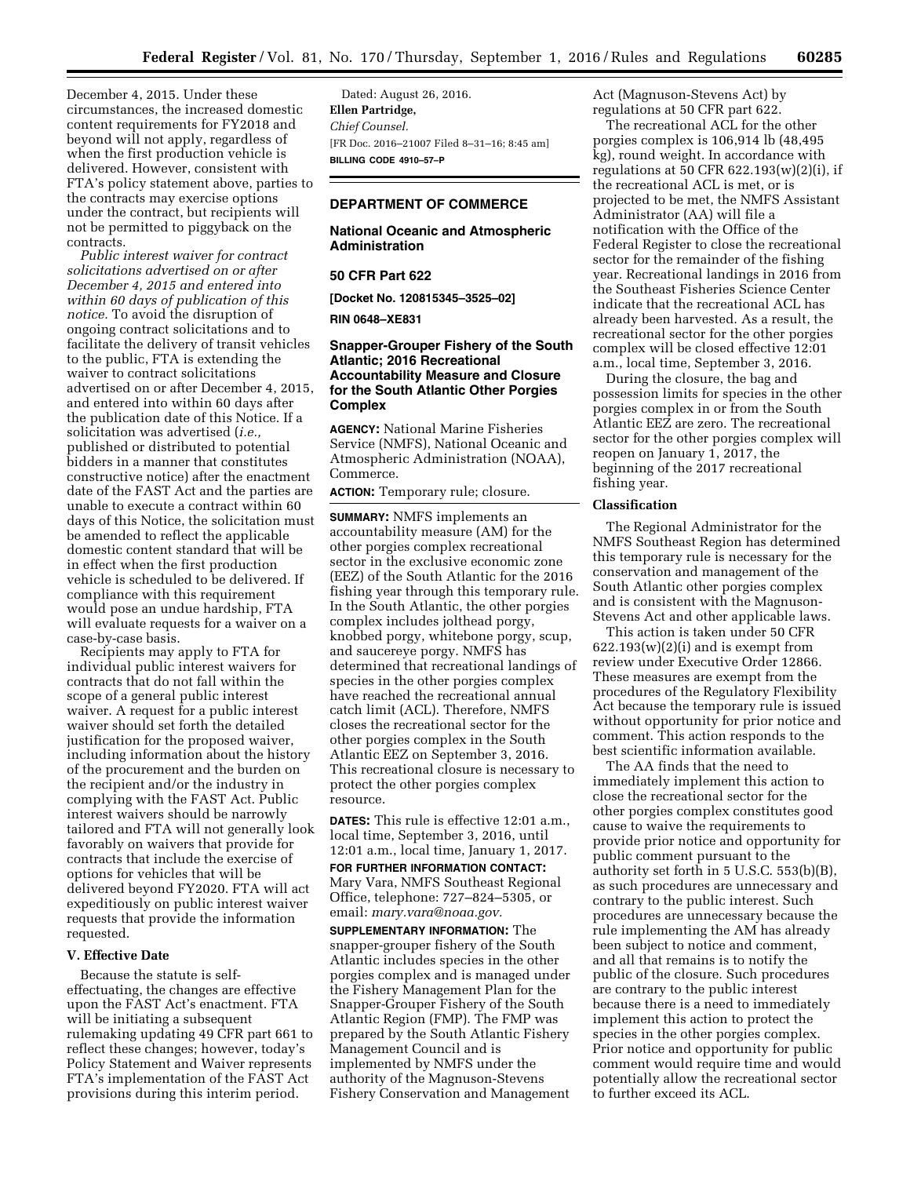December 4, 2015. Under these circumstances, the increased domestic content requirements for FY2018 and beyond will not apply, regardless of when the first production vehicle is delivered. However, consistent with FTA's policy statement above, parties to the contracts may exercise options under the contract, but recipients will not be permitted to piggyback on the contracts.

*Public interest waiver for contract solicitations advertised on or after December 4, 2015 and entered into within 60 days of publication of this notice.* To avoid the disruption of ongoing contract solicitations and to facilitate the delivery of transit vehicles to the public, FTA is extending the waiver to contract solicitations advertised on or after December 4, 2015, and entered into within 60 days after the publication date of this Notice. If a solicitation was advertised (*i.e.,* published or distributed to potential bidders in a manner that constitutes constructive notice) after the enactment date of the FAST Act and the parties are unable to execute a contract within 60 days of this Notice, the solicitation must be amended to reflect the applicable domestic content standard that will be in effect when the first production vehicle is scheduled to be delivered. If compliance with this requirement would pose an undue hardship, FTA will evaluate requests for a waiver on a case-by-case basis.

Recipients may apply to FTA for individual public interest waivers for contracts that do not fall within the scope of a general public interest waiver. A request for a public interest waiver should set forth the detailed justification for the proposed waiver, including information about the history of the procurement and the burden on the recipient and/or the industry in complying with the FAST Act. Public interest waivers should be narrowly tailored and FTA will not generally look favorably on waivers that provide for contracts that include the exercise of options for vehicles that will be delivered beyond FY2020. FTA will act expeditiously on public interest waiver requests that provide the information requested.

## V. Effective Date

Because the statute is self-effectuating, the changes are effective upon the FAST Act's enactment. FTA will be initiating a subsequent rulemaking updating 49 CFR part 661 to reflect these changes; however, today's Policy Statement and Waiver represents FTA's implementation of the FAST Act provisions during this interim period.

Dated: August 26, 2016.

**Ellen Partridge,**

*Chief Counsel.*

[FR Doc. 2016–21007 Filed 8–31–16; 8:45 am]

**BILLING CODE 4910–57–P**

---

# DEPARTMENT OF COMMERCE

## National Oceanic and Atmospheric Administration

### 50 CFR Part 622

**[Docket No. 120815345–3525–02]**

**RIN 0648–XE831**

## Snapper-Grouper Fishery of the South Atlantic; 2016 Recreational Accountability Measure and Closure for the South Atlantic Other Porgies Complex

**AGENCY:** National Marine Fisheries Service (NMFS), National Oceanic and Atmospheric Administration (NOAA), Commerce.

**ACTION:** Temporary rule; closure.

**SUMMARY:** NMFS implements an accountability measure (AM) for the other porgies complex recreational sector in the exclusive economic zone (EEZ) of the South Atlantic for the 2016 fishing year through this temporary rule. In the South Atlantic, the other porgies complex includes jolthead porgy, knobbed porgy, whitebone porgy, scup, and saucereye porgy. NMFS has determined that recreational landings of species in the other porgies complex have reached the recreational annual catch limit (ACL). Therefore, NMFS closes the recreational sector for the other porgies complex in the South Atlantic EEZ on September 3, 2016. This recreational closure is necessary to protect the other porgies complex resource.

**DATES:** This rule is effective 12:01 a.m., local time, September 3, 2016, until 12:01 a.m., local time, January 1, 2017.

**FOR FURTHER INFORMATION CONTACT:** Mary Vara, NMFS Southeast Regional Office, telephone: 727–824–5305, or email: *mary.vara@noaa.gov.*

**SUPPLEMENTARY INFORMATION:** The snapper-grouper fishery of the South Atlantic includes species in the other porgies complex and is managed under the Fishery Management Plan for the Snapper-Grouper Fishery of the South Atlantic Region (FMP). The FMP was prepared by the South Atlantic Fishery Management Council and is implemented by NMFS under the authority of the Magnuson-Stevens Fishery Conservation and Management Act (Magnuson-Stevens Act) by regulations at 50 CFR part 622.

The recreational ACL for the other porgies complex is 106,914 lb (48,495 kg), round weight. In accordance with regulations at 50 CFR 622.193(w)(2)(i), if the recreational ACL is met, or is projected to be met, the NMFS Assistant Administrator (AA) will file a notification with the Office of the Federal Register to close the recreational sector for the remainder of the fishing year. Recreational landings in 2016 from the Southeast Fisheries Science Center indicate that the recreational ACL has already been harvested. As a result, the recreational sector for the other porgies complex will be closed effective 12:01 a.m., local time, September 3, 2016.

During the closure, the bag and possession limits for species in the other porgies complex in or from the South Atlantic EEZ are zero. The recreational sector for the other porgies complex will reopen on January 1, 2017, the beginning of the 2017 recreational fishing year.

### Classification

The Regional Administrator for the NMFS Southeast Region has determined this temporary rule is necessary for the conservation and management of the South Atlantic other porgies complex and is consistent with the Magnuson-Stevens Act and other applicable laws.

This action is taken under 50 CFR 622.193(w)(2)(i) and is exempt from review under Executive Order 12866. These measures are exempt from the procedures of the Regulatory Flexibility Act because the temporary rule is issued without opportunity for prior notice and comment. This action responds to the best scientific information available.

The AA finds that the need to immediately implement this action to close the recreational sector for the other porgies complex constitutes good cause to waive the requirements to provide prior notice and opportunity for public comment pursuant to the authority set forth in 5 U.S.C. 553(b)(B), as such procedures are unnecessary and contrary to the public interest. Such procedures are unnecessary because the rule implementing the AM has already been subject to notice and comment, and all that remains is to notify the public of the closure. Such procedures are contrary to the public interest because there is a need to immediately implement this action to protect the species in the other porgies complex. Prior notice and opportunity for public comment would require time and would potentially allow the recreational sector to further exceed its ACL.